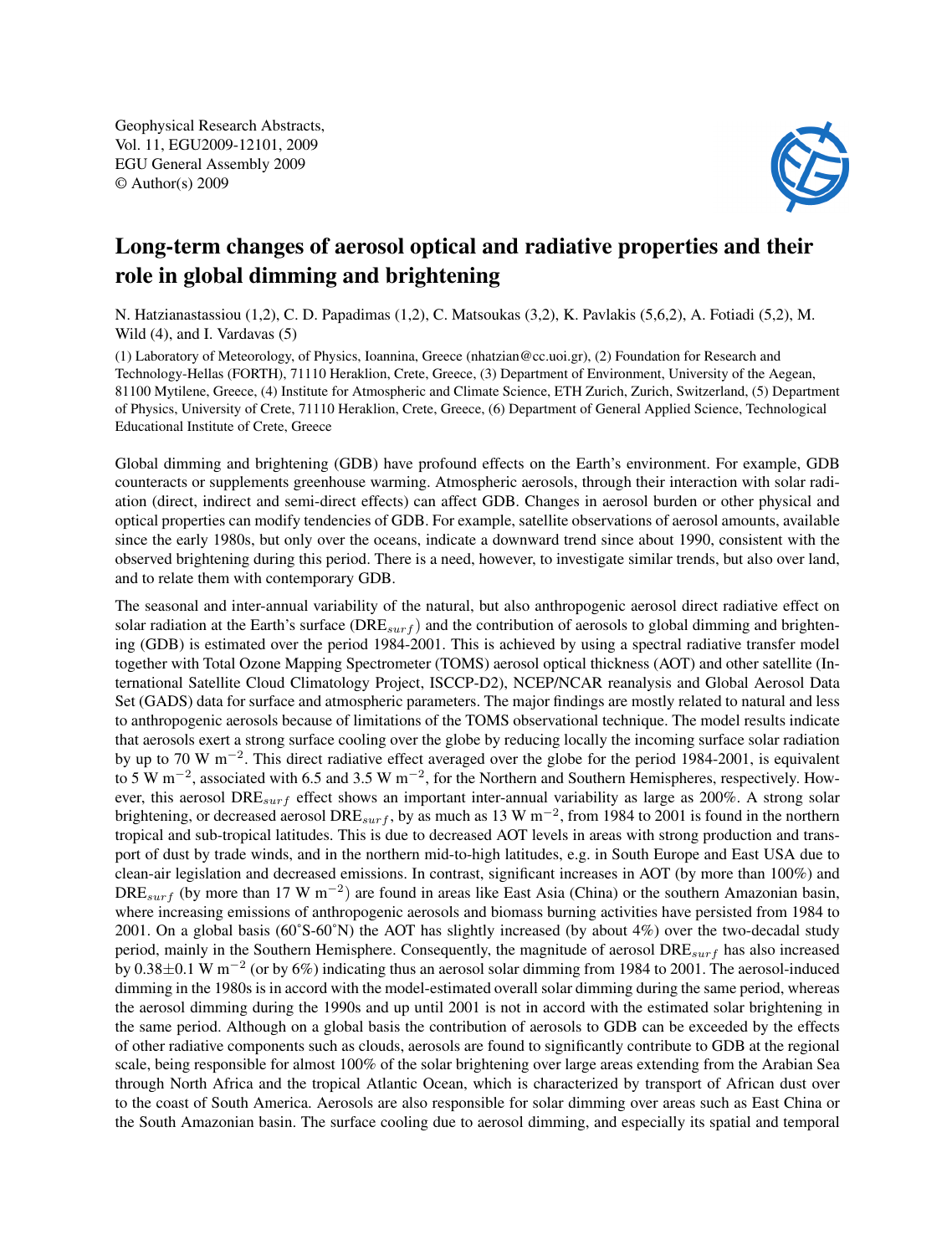Geophysical Research Abstracts,
Vol. 11, EGU2009-12101, 2009
EGU General Assembly 2009
© Author(s) 2009

# Long-term changes of aerosol optical and radiative properties and their role in global dimming and brightening

N. Hatzianastassiou (1,2), C. D. Papadimas (1,2), C. Matsoukas (3,2), K. Pavlakis (5,6,2), A. Fotiadi (5,2), M. Wild (4), and I. Vardavas (5)

(1) Laboratory of Meteorology, of Physics, Ioannina, Greece (nhatzian@cc.uoi.gr), (2) Foundation for Research and Technology-Hellas (FORTH), 71110 Heraklion, Crete, Greece, (3) Department of Environment, University of the Aegean, 81100 Mytilene, Greece, (4) Institute for Atmospheric and Climate Science, ETH Zurich, Zurich, Switzerland, (5) Department of Physics, University of Crete, 71110 Heraklion, Crete, Greece, (6) Department of General Applied Science, Technological Educational Institute of Crete, Greece

Global dimming and brightening (GDB) have profound effects on the Earth's environment. For example, GDB counteracts or supplements greenhouse warming. Atmospheric aerosols, through their interaction with solar radiation (direct, indirect and semi-direct effects) can affect GDB. Changes in aerosol burden or other physical and optical properties can modify tendencies of GDB. For example, satellite observations of aerosol amounts, available since the early 1980s, but only over the oceans, indicate a downward trend since about 1990, consistent with the observed brightening during this period. There is a need, however, to investigate similar trends, but also over land, and to relate them with contemporary GDB.

The seasonal and inter-annual variability of the natural, but also anthropogenic aerosol direct radiative effect on solar radiation at the Earth's surface ($DRE_{surf}$) and the contribution of aerosols to global dimming and brightening (GDB) is estimated over the period 1984-2001. This is achieved by using a spectral radiative transfer model together with Total Ozone Mapping Spectrometer (TOMS) aerosol optical thickness (AOT) and other satellite (International Satellite Cloud Climatology Project, ISCCP-D2), NCEP/NCAR reanalysis and Global Aerosol Data Set (GADS) data for surface and atmospheric parameters. The major findings are mostly related to natural and less to anthropogenic aerosols because of limitations of the TOMS observational technique. The model results indicate that aerosols exert a strong surface cooling over the globe by reducing locally the incoming surface solar radiation by up to 70 W $m^{-2}$. This direct radiative effect averaged over the globe for the period 1984-2001, is equivalent to 5 W $m^{-2}$, associated with 6.5 and 3.5 W $m^{-2}$, for the Northern and Southern Hemispheres, respectively. However, this aerosol $DRE_{surf}$ effect shows an important inter-annual variability as large as 200%. A strong solar brightening, or decreased aerosol $DRE_{surf}$, by as much as 13 W $m^{-2}$, from 1984 to 2001 is found in the northern tropical and sub-tropical latitudes. This is due to decreased AOT levels in areas with strong production and transport of dust by trade winds, and in the northern mid-to-high latitudes, e.g. in South Europe and East USA due to clean-air legislation and decreased emissions. In contrast, significant increases in AOT (by more than 100%) and $DRE_{surf}$ (by more than 17 W $m^{-2}$) are found in areas like East Asia (China) or the southern Amazonian basin, where increasing emissions of anthropogenic aerosols and biomass burning activities have persisted from 1984 to 2001. On a global basis (60˚S-60˚N) the AOT has slightly increased (by about 4%) over the two-decadal study period, mainly in the Southern Hemisphere. Consequently, the magnitude of aerosol $DRE_{surf}$ has also increased by $0.38\pm0.1$ W $m^{-2}$ (or by 6%) indicating thus an aerosol solar dimming from 1984 to 2001. The aerosol-induced dimming in the 1980s is in accord with the model-estimated overall solar dimming during the same period, whereas the aerosol dimming during the 1990s and up until 2001 is not in accord with the estimated solar brightening in the same period. Although on a global basis the contribution of aerosols to GDB can be exceeded by the effects of other radiative components such as clouds, aerosols are found to significantly contribute to GDB at the regional scale, being responsible for almost 100% of the solar brightening over large areas extending from the Arabian Sea through North Africa and the tropical Atlantic Ocean, which is characterized by transport of African dust over to the coast of South America. Aerosols are also responsible for solar dimming over areas such as East China or the South Amazonian basin. The surface cooling due to aerosol dimming, and especially its spatial and temporal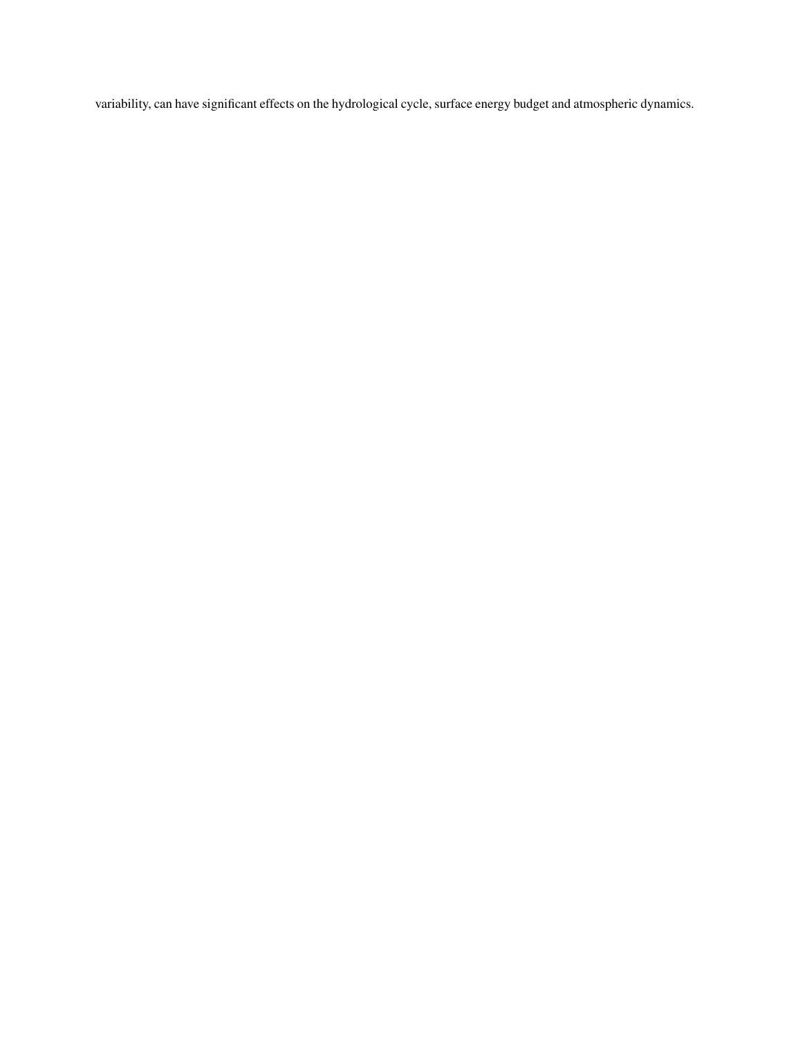variability, can have significant effects on the hydrological cycle, surface energy budget and atmospheric dynamics.